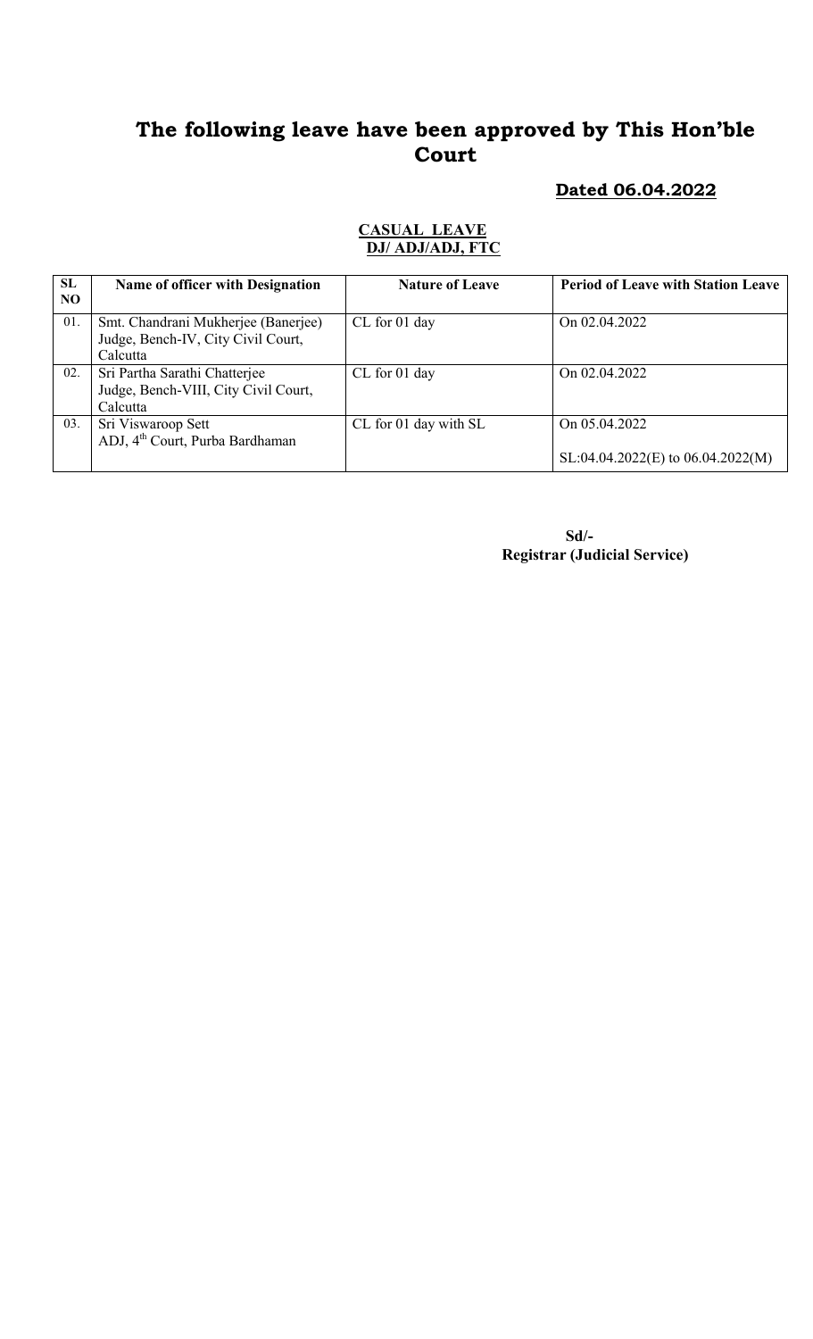# The following leave have been approved by This Hon'ble Court

**Dated 06.04.2022**

**CASUAL LEAVE**
**DJ/ ADJ/ADJ, FTC**

| SL NO | Name of officer with Designation | Nature of Leave | Period of Leave with Station Leave |
|---|---|---|---|
| 01. | Smt. Chandrani Mukherjee (Banerjee) Judge, Bench-IV, City Civil Court, Calcutta | CL for 01 day | On 02.04.2022 |
| 02. | Sri Partha Sarathi Chatterjee Judge, Bench-VIII, City Civil Court, Calcutta | CL for 01 day | On 02.04.2022 |
| 03. | Sri Viswaroop Sett ADJ, 4th Court, Purba Bardhaman | CL for 01 day with SL | On 05.04.2022<br>SL:04.04.2022(E) to 06.04.2022(M) |

**Sd/-**
**Registrar (Judicial Service)**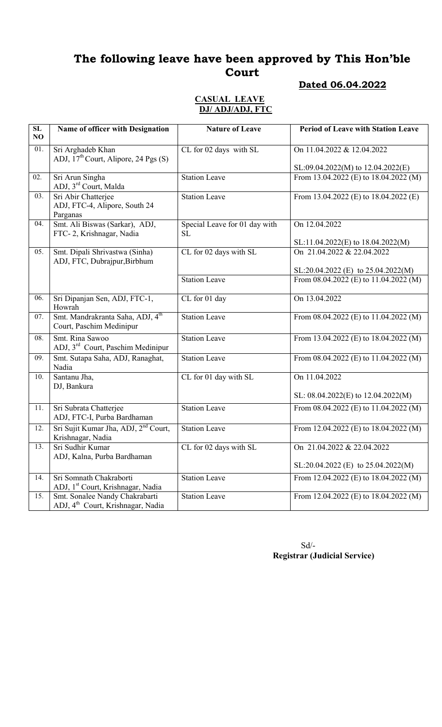# The following leave have been approved by This Hon'ble Court

**Dated 06.04.2022**

**CASUAL LEAVE**
**DJ/ ADJ/ADJ, FTC**

| SL NO | Name of officer with Designation | Nature of Leave | Period of Leave with Station Leave |
|---|---|---|---|
| 01. | Sri Arghadeb Khan ADJ, 17th Court, Alipore, 24 Pgs (S) | CL for 02 days with SL | On 11.04.2022 & 12.04.2022<br><br>SL:09.04.2022(M) to 12.04.2022(E) |
| 02. | Sri Arun Singha ADJ, 3rd Court, Malda | Station Leave | From 13.04.2022 (E) to 18.04.2022 (M) |
| 03. | Sri Abir Chatterjee ADJ, FTC-4, Alipore, South 24 Parganas | Station Leave | From 13.04.2022 (E) to 18.04.2022 (E) |
| 04. | Smt. Ali Biswas (Sarkar), ADJ, FTC- 2, Krishnagar, Nadia | Special Leave for 01 day with SL | On 12.04.2022<br><br>SL:11.04.2022(E) to 18.04.2022(M) |
| 05. | Smt. Dipali Shrivastwa (Sinha) ADJ, FTC, Dubrajpur,Birbhum | CL for 02 days with SL | On 21.04.2022 & 22.04.2022<br><br>SL:20.04.2022 (E) to 25.04.2022(M) |
| | | Station Leave | From 08.04.2022 (E) to 11.04.2022 (M) |
| 06. | Sri Dipanjan Sen, ADJ, FTC-1, Howrah | CL for 01 day | On 13.04.2022 |
| 07. | Smt. Mandrakranta Saha, ADJ, 4th Court, Paschim Medinipur | Station Leave | From 08.04.2022 (E) to 11.04.2022 (M) |
| 08. | Smt. Rina Sawoo ADJ, 3rd Court, Paschim Medinipur | Station Leave | From 13.04.2022 (E) to 18.04.2022 (M) |
| 09. | Smt. Sutapa Saha, ADJ, Ranaghat, Nadia | Station Leave | From 08.04.2022 (E) to 11.04.2022 (M) |
| 10. | Santanu Jha, DJ, Bankura | CL for 01 day with SL | On 11.04.2022<br><br>SL: 08.04.2022(E) to 12.04.2022(M) |
| 11. | Sri Subrata Chatterjee ADJ, FTC-I, Purba Bardhaman | Station Leave | From 08.04.2022 (E) to 11.04.2022 (M) |
| 12. | Sri Sujit Kumar Jha, ADJ, 2nd Court, Krishnagar, Nadia | Station Leave | From 12.04.2022 (E) to 18.04.2022 (M) |
| 13. | Sri Sudhir Kumar ADJ, Kalna, Purba Bardhaman | CL for 02 days with SL | On 21.04.2022 & 22.04.2022<br><br>SL:20.04.2022 (E) to 25.04.2022(M) |
| 14. | Sri Somnath Chakraborti ADJ, 1st Court, Krishnagar, Nadia | Station Leave | From 12.04.2022 (E) to 18.04.2022 (M) |
| 15. | Smt. Sonalee Nandy Chakrabarti ADJ, 4th Court, Krishnagar, Nadia | Station Leave | From 12.04.2022 (E) to 18.04.2022 (M) |

Sd/-
**Registrar (Judicial Service)**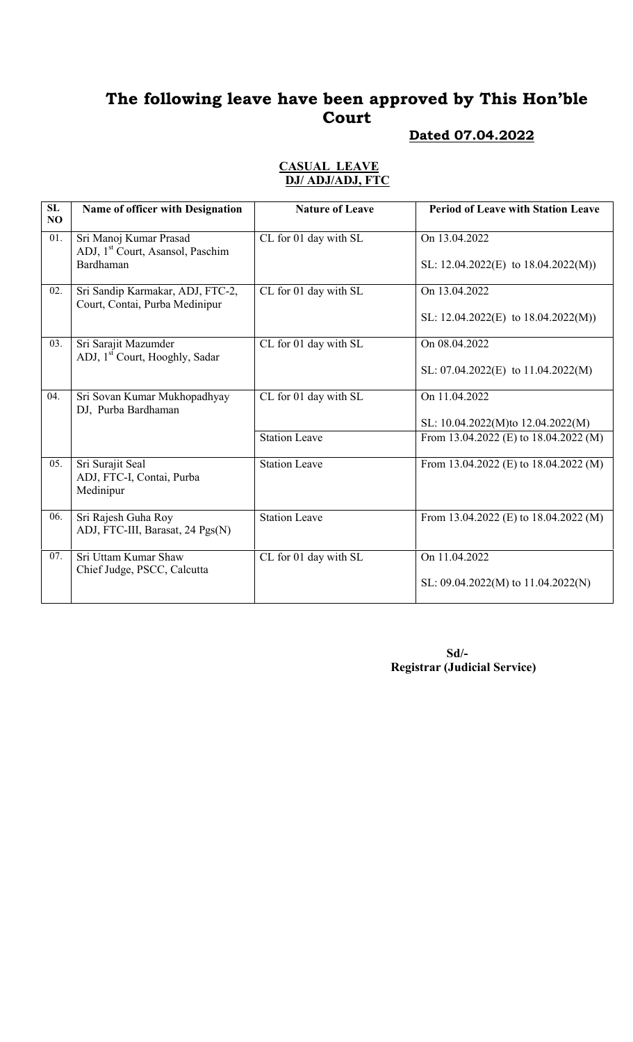# The following leave have been approved by This Hon'ble Court

**Dated 07.04.2022**

**CASUAL LEAVE**
**DJ/ ADJ/ADJ, FTC**

| SL NO | Name of officer with Designation | Nature of Leave | Period of Leave with Station Leave |
|---|---|---|---|
| 01. | Sri Manoj Kumar Prasad ADJ, 1st Court, Asansol, Paschim Bardhaman | CL for 01 day with SL | On 13.04.2022<br>SL: 12.04.2022(E) to 18.04.2022(M)) |
| 02. | Sri Sandip Karmakar, ADJ, FTC-2, Court, Contai, Purba Medinipur | CL for 01 day with SL | On 13.04.2022<br>SL: 12.04.2022(E) to 18.04.2022(M)) |
| 03. | Sri Sarajit Mazumder ADJ, 1st Court, Hooghly, Sadar | CL for 01 day with SL | On 08.04.2022<br>SL: 07.04.2022(E) to 11.04.2022(M) |
| 04. | Sri Sovan Kumar Mukhopadhyay DJ, Purba Bardhaman | CL for 01 day with SL | On 11.04.2022<br>SL: 10.04.2022(M)to 12.04.2022(M) |
| | | Station Leave | From 13.04.2022 (E) to 18.04.2022 (M) |
| 05. | Sri Surajit Seal ADJ, FTC-I, Contai, Purba Medinipur | Station Leave | From 13.04.2022 (E) to 18.04.2022 (M) |
| 06. | Sri Rajesh Guha Roy ADJ, FTC-III, Barasat, 24 Pgs(N) | Station Leave | From 13.04.2022 (E) to 18.04.2022 (M) |
| 07. | Sri Uttam Kumar Shaw Chief Judge, PSCC, Calcutta | CL for 01 day with SL | On 11.04.2022<br>SL: 09.04.2022(M) to 11.04.2022(N) |

**Sd/-**
**Registrar (Judicial Service)**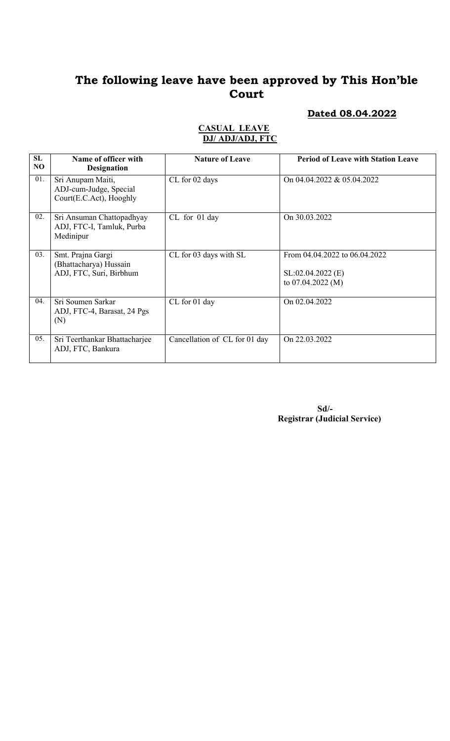# The following leave have been approved by This Hon'ble Court

**Dated 08.04.2022**

**CASUAL LEAVE**
**DJ/ ADJ/ADJ, FTC**

| SL NO | Name of officer with Designation | Nature of Leave | Period of Leave with Station Leave |
|---|---|---|---|
| 01. | Sri Anupam Maiti, ADJ-cum-Judge, Special Court(E.C.Act), Hooghly | CL for 02 days | On 04.04.2022 & 05.04.2022 |
| 02. | Sri Ansuman Chattopadhyay ADJ, FTC-I, Tamluk, Purba Medinipur | CL for 01 day | On 30.03.2022 |
| 03. | Smt. Prajna Gargi (Bhattacharya) Hussain ADJ, FTC, Suri, Birbhum | CL for 03 days with SL | From 04.04.2022 to 06.04.2022<br><br>SL:02.04.2022 (E)<br>to 07.04.2022 (M) |
| 04. | Sri Soumen Sarkar ADJ, FTC-4, Barasat, 24 Pgs (N) | CL for 01 day | On 02.04.2022 |
| 05. | Sri Teerthankar Bhattacharjee ADJ, FTC, Bankura | Cancellation of CL for 01 day | On 22.03.2022 |

**Sd/-**
**Registrar (Judicial Service)**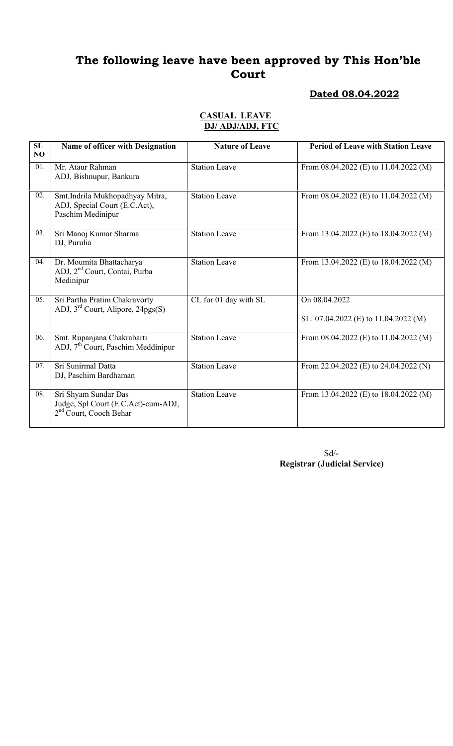# The following leave have been approved by This Hon'ble Court

**Dated 08.04.2022**

**CASUAL LEAVE**
**DJ/ ADJ/ADJ, FTC**

| SL NO | Name of officer with Designation | Nature of Leave | Period of Leave with Station Leave |
|---|---|---|---|
| 01. | Mr. Ataur Rahman<br>ADJ, Bishnupur, Bankura | Station Leave | From 08.04.2022 (E) to 11.04.2022 (M) |
| 02. | Smt.Indrila Mukhopadhyay Mitra,<br>ADJ, Special Court (E.C.Act),<br>Paschim Medinipur | Station Leave | From 08.04.2022 (E) to 11.04.2022 (M) |
| 03. | Sri Manoj Kumar Sharma<br>DJ, Purulia | Station Leave | From 13.04.2022 (E) to 18.04.2022 (M) |
| 04. | Dr. Moumita Bhattacharya<br>ADJ, 2nd Court, Contai, Purba Medinipur | Station Leave | From 13.04.2022 (E) to 18.04.2022 (M) |
| 05. | Sri Partha Pratim Chakravorty<br>ADJ, 3rd Court, Alipore, 24pgs(S) | CL for 01 day with SL | On 08.04.2022<br><br>SL: 07.04.2022 (E) to 11.04.2022 (M) |
| 06. | Smt. Rupanjana Chakrabarti<br>ADJ, 7th Court, Paschim Meddinipur | Station Leave | From 08.04.2022 (E) to 11.04.2022 (M) |
| 07. | Sri Sunirmal Datta<br>DJ, Paschim Bardhaman | Station Leave | From 22.04.2022 (E) to 24.04.2022 (N) |
| 08. | Sri Shyam Sundar Das<br>Judge, Spl Court (E.C.Act)-cum-ADJ,<br>2nd Court, Cooch Behar | Station Leave | From 13.04.2022 (E) to 18.04.2022 (M) |

Sd/-
**Registrar (Judicial Service)**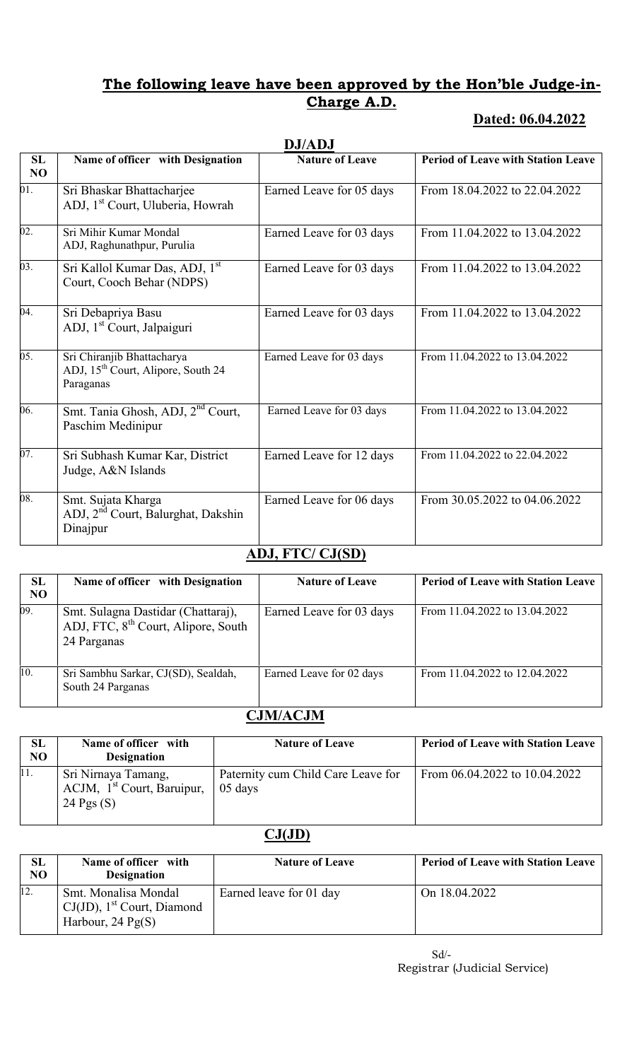## **The following leave have been approved by the Hon'ble Judge-in-Charge A.D.**

**Dated: 06.04.2022**

### DJ/ADJ

| SL NO | Name of officer with Designation | Nature of Leave | Period of Leave with Station Leave |
|---|---|---|---|
| 01. | Sri Bhaskar Bhattacharjee ADJ, 1st Court, Uluberia, Howrah | Earned Leave for 05 days | From 18.04.2022 to 22.04.2022 |
| 02. | Sri Mihir Kumar Mondal ADJ, Raghunathpur, Purulia | Earned Leave for 03 days | From 11.04.2022 to 13.04.2022 |
| 03. | Sri Kallol Kumar Das, ADJ, 1st Court, Cooch Behar (NDPS) | Earned Leave for 03 days | From 11.04.2022 to 13.04.2022 |
| 04. | Sri Debapriya Basu ADJ, 1st Court, Jalpaiguri | Earned Leave for 03 days | From 11.04.2022 to 13.04.2022 |
| 05. | Sri Chiranjib Bhattacharya ADJ, 15th Court, Alipore, South 24 Paraganas | Earned Leave for 03 days | From 11.04.2022 to 13.04.2022 |
| 06. | Smt. Tania Ghosh, ADJ, 2nd Court, Paschim Medinipur | Earned Leave for 03 days | From 11.04.2022 to 13.04.2022 |
| 07. | Sri Subhash Kumar Kar, District Judge, A&N Islands | Earned Leave for 12 days | From 11.04.2022 to 22.04.2022 |
| 08. | Smt. Sujata Kharga ADJ, 2nd Court, Balurghat, Dakshin Dinajpur | Earned Leave for 06 days | From 30.05.2022 to 04.06.2022 |

### ADJ, FTC/ CJ(SD)

| SL NO | Name of officer with Designation | Nature of Leave | Period of Leave with Station Leave |
|---|---|---|---|
| 09. | Smt. Sulagna Dastidar (Chattaraj), ADJ, FTC, 8th Court, Alipore, South 24 Parganas | Earned Leave for 03 days | From 11.04.2022 to 13.04.2022 |
| 10. | Sri Sambhu Sarkar, CJ(SD), Sealdah, South 24 Parganas | Earned Leave for 02 days | From 11.04.2022 to 12.04.2022 |

### CJM/ACJM

| SL NO | Name of officer with Designation | Nature of Leave | Period of Leave with Station Leave |
|---|---|---|---|
| 11. | Sri Nirnaya Tamang, ACJM, 1st Court, Baruipur, 24 Pgs (S) | Paternity cum Child Care Leave for 05 days | From 06.04.2022 to 10.04.2022 |

### CJ(JD)

| SL NO | Name of officer with Designation | Nature of Leave | Period of Leave with Station Leave |
|---|---|---|---|
| 12. | Smt. Monalisa Mondal CJ(JD), 1st Court, Diamond Harbour, 24 Pg(S) | Earned leave for 01 day | On 18.04.2022 |

Sd/-
Registrar (Judicial Service)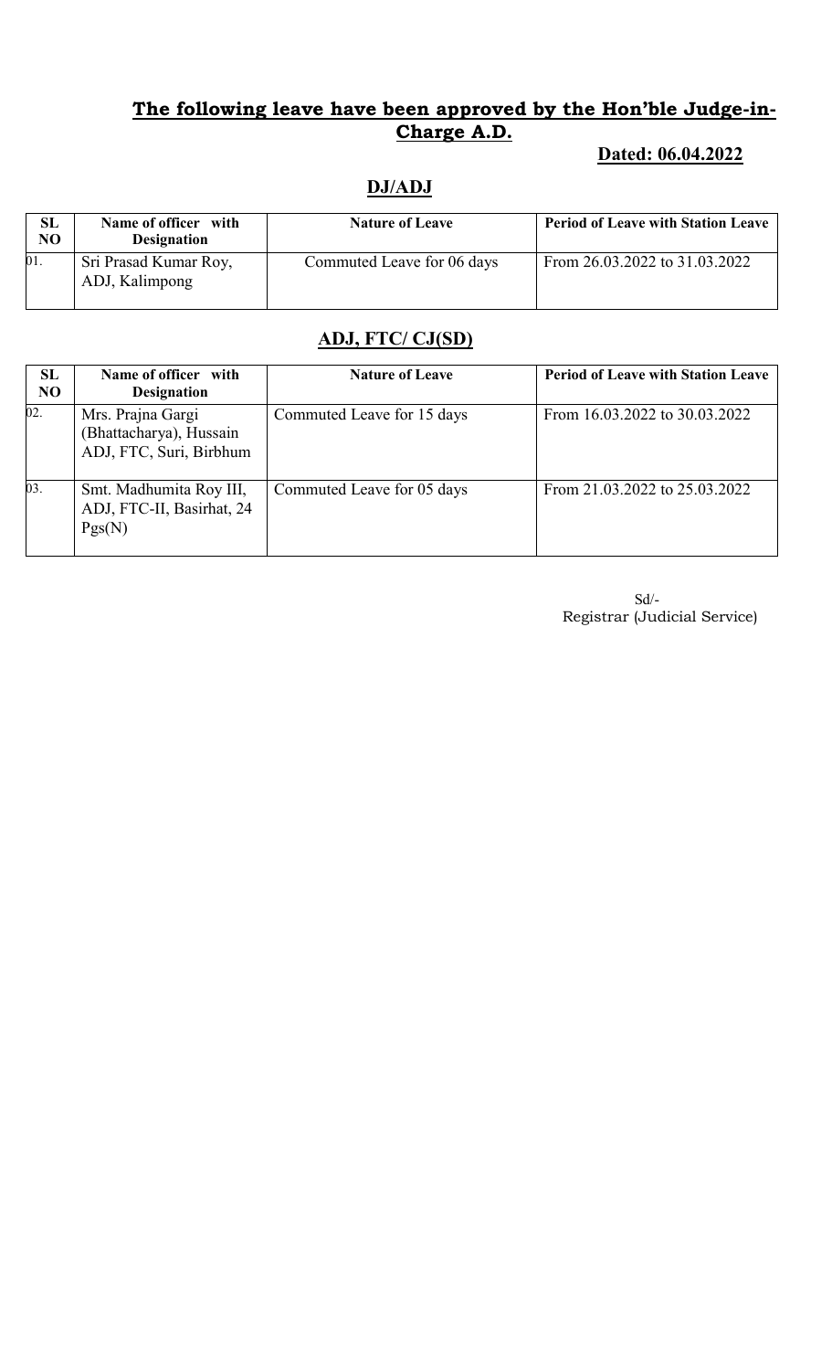## The following leave have been approved by the Hon'ble Judge-in-Charge A.D.

**Dated: 06.04.2022**

### DJ/ADJ

| SL NO | Name of officer with Designation | Nature of Leave | Period of Leave with Station Leave |
|---|---|---|---|
| 01. | Sri Prasad Kumar Roy, ADJ, Kalimpong | Commuted Leave for 06 days | From 26.03.2022 to 31.03.2022 |

### ADJ, FTC/ CJ(SD)

| SL NO | Name of officer with Designation | Nature of Leave | Period of Leave with Station Leave |
|---|---|---|---|
| 02. | Mrs. Prajna Gargi (Bhattacharya), Hussain ADJ, FTC, Suri, Birbhum | Commuted Leave for 15 days | From 16.03.2022 to 30.03.2022 |
| 03. | Smt. Madhumita Roy III, ADJ, FTC-II, Basirhat, 24 Pgs(N) | Commuted Leave for 05 days | From 21.03.2022 to 25.03.2022 |

Sd/-
Registrar (Judicial Service)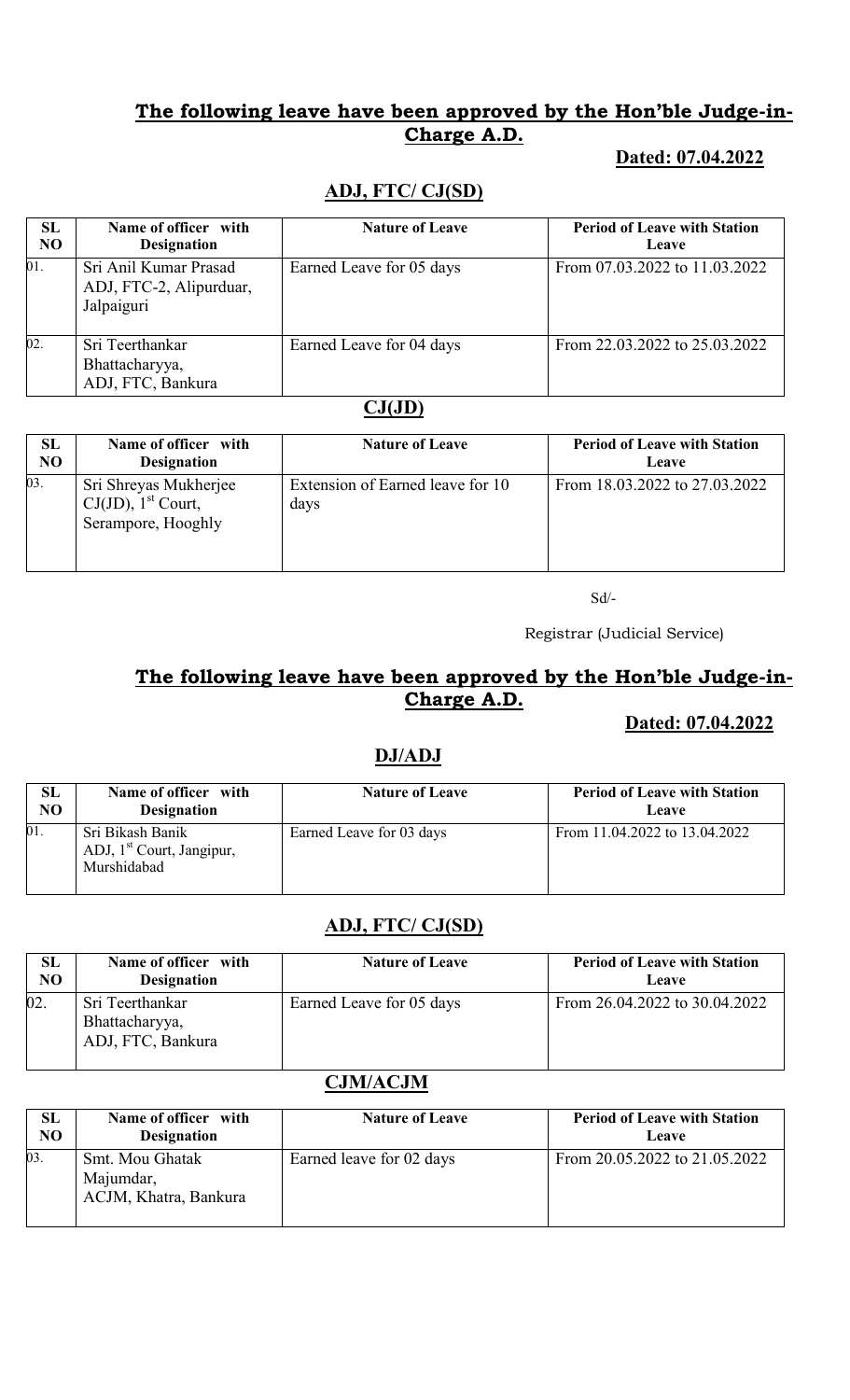## The following leave have been approved by the Hon'ble Judge-in-Charge A.D.

**Dated: 07.04.2022**

### ADJ, FTC/ CJ(SD)

| SL NO | Name of officer with Designation | Nature of Leave | Period of Leave with Station Leave |
|---|---|---|---|
| 01. | Sri Anil Kumar Prasad ADJ, FTC-2, Alipurduar, Jalpaiguri | Earned Leave for 05 days | From 07.03.2022 to 11.03.2022 |
| 02. | Sri Teerthankar Bhattacharyya, ADJ, FTC, Bankura | Earned Leave for 04 days | From 22.03.2022 to 25.03.2022 |

### CJ(JD)

| SL NO | Name of officer with Designation | Nature of Leave | Period of Leave with Station Leave |
|---|---|---|---|
| 03. | Sri Shreyas Mukherjee CJ(JD), 1st Court, Serampore, Hooghly | Extension of Earned leave for 10 days | From 18.03.2022 to 27.03.2022 |

Sd/-

Registrar (Judicial Service)

## The following leave have been approved by the Hon'ble Judge-in-Charge A.D.

**Dated: 07.04.2022**

### DJ/ADJ

| SL NO | Name of officer with Designation | Nature of Leave | Period of Leave with Station Leave |
|---|---|---|---|
| 01. | Sri Bikash Banik ADJ, 1st Court, Jangipur, Murshidabad | Earned Leave for 03 days | From 11.04.2022 to 13.04.2022 |

### ADJ, FTC/ CJ(SD)

| SL NO | Name of officer with Designation | Nature of Leave | Period of Leave with Station Leave |
|---|---|---|---|
| 02. | Sri Teerthankar Bhattacharyya, ADJ, FTC, Bankura | Earned Leave for 05 days | From 26.04.2022 to 30.04.2022 |

### CJM/ACJM

| SL NO | Name of officer with Designation | Nature of Leave | Period of Leave with Station Leave |
|---|---|---|---|
| 03. | Smt. Mou Ghatak Majumdar, ACJM, Khatra, Bankura | Earned leave for 02 days | From 20.05.2022 to 21.05.2022 |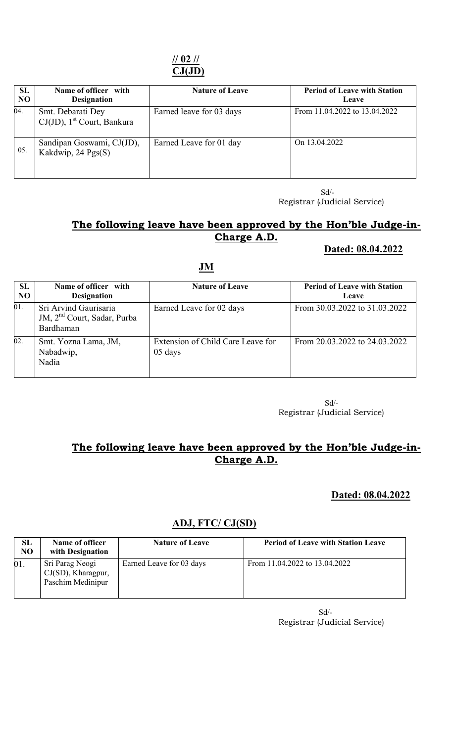**// 02 //**

**CJ(JD)**

| SL NO | Name of officer with Designation | Nature of Leave | Period of Leave with Station Leave |
|---|---|---|---|
| 04. | Smt. Debarati Dey CJ(JD), 1st Court, Bankura | Earned leave for 03 days | From 11.04.2022 to 13.04.2022 |
| 05. | Sandipan Goswami, CJ(JD), Kakdwip, 24 Pgs(S) | Earned Leave for 01 day | On 13.04.2022 |

Sd/-
Registrar (Judicial Service)

## The following leave have been approved by the Hon'ble Judge-in-Charge A.D.

**Dated: 08.04.2022**

**JM**

| SL NO | Name of officer with Designation | Nature of Leave | Period of Leave with Station Leave |
|---|---|---|---|
| 01. | Sri Arvind Gaurisaria JM, 2nd Court, Sadar, Purba Bardhaman | Earned Leave for 02 days | From 30.03.2022 to 31.03.2022 |
| 02. | Smt. Yozna Lama, JM, Nabadwip, Nadia | Extension of Child Care Leave for 05 days | From 20.03.2022 to 24.03.2022 |

Sd/-
Registrar (Judicial Service)

## The following leave have been approved by the Hon'ble Judge-in-Charge A.D.

**Dated: 08.04.2022**

**ADJ, FTC/ CJ(SD)**

| SL NO | Name of officer with Designation | Nature of Leave | Period of Leave with Station Leave |
|---|---|---|---|
| 01. | Sri Parag Neogi CJ(SD), Kharagpur, Paschim Medinipur | Earned Leave for 03 days | From 11.04.2022 to 13.04.2022 |

Sd/-
Registrar (Judicial Service)